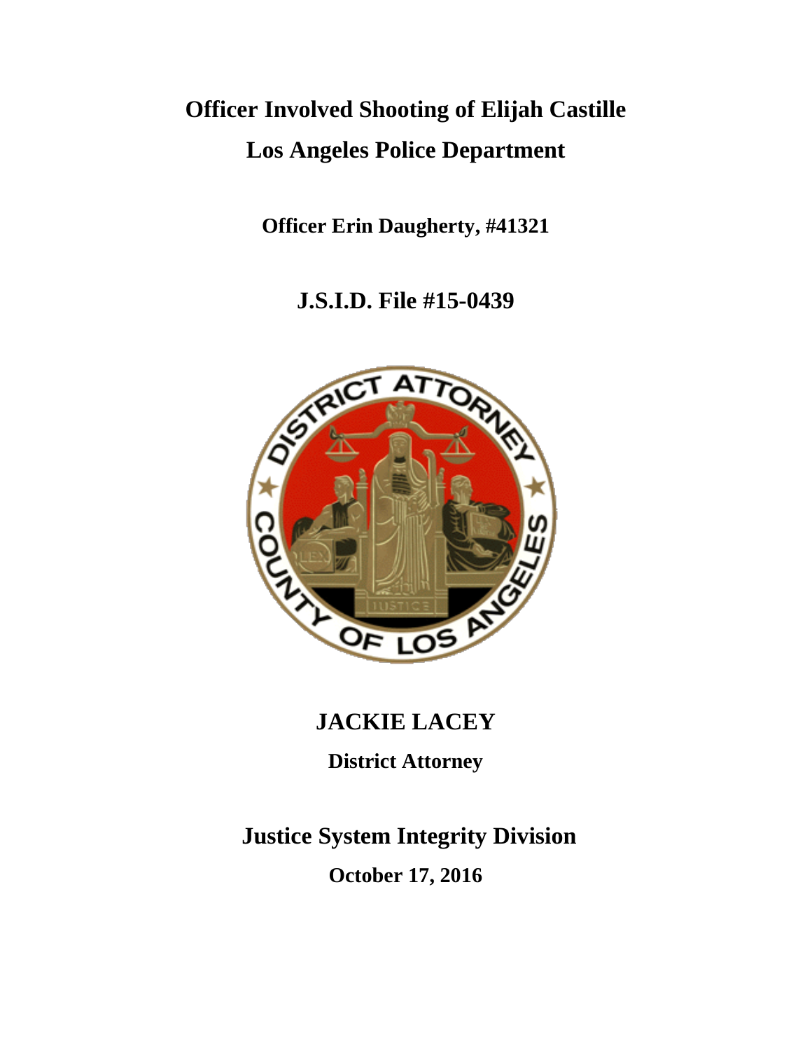# Officer Involved Shooting of Elijah Castille

# Los Angeles Police Department

**Officer Erin Daugherty, #41321**

## J.S.I.D. File #15-0439

## JACKIE LACEY

**District Attorney**

## Justice System Integrity Division

**October 17, 2016**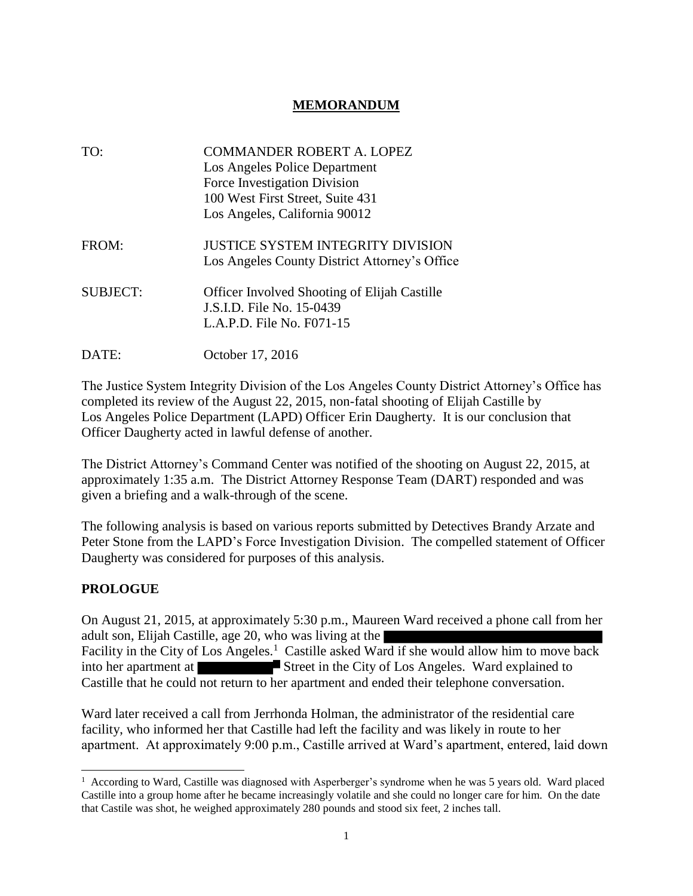# MEMORANDUM

TO: COMMANDER ROBERT A. LOPEZ
Los Angeles Police Department
Force Investigation Division
100 West First Street, Suite 431
Los Angeles, California 90012

FROM: JUSTICE SYSTEM INTEGRITY DIVISION
Los Angeles County District Attorney's Office

SUBJECT: Officer Involved Shooting of Elijah Castille
J.S.I.D. File No. 15-0439
L.A.P.D. File No. F071-15

DATE: October 17, 2016

The Justice System Integrity Division of the Los Angeles County District Attorney's Office has completed its review of the August 22, 2015, non-fatal shooting of Elijah Castille by Los Angeles Police Department (LAPD) Officer Erin Daugherty. It is our conclusion that Officer Daugherty acted in lawful defense of another.

The District Attorney's Command Center was notified of the shooting on August 22, 2015, at approximately 1:35 a.m. The District Attorney Response Team (DART) responded and was given a briefing and a walk-through of the scene.

The following analysis is based on various reports submitted by Detectives Brandy Arzate and Peter Stone from the LAPD's Force Investigation Division. The compelled statement of Officer Daugherty was considered for purposes of this analysis.

## PROLOGUE

On August 21, 2015, at approximately 5:30 p.m., Maureen Ward received a phone call from her adult son, Elijah Castille, age 20, who was living at the ██████████ Facility in the City of Los Angeles.[1] Castille asked Ward if she would allow him to move back into her apartment at ██████ Street in the City of Los Angeles. Ward explained to Castille that he could not return to her apartment and ended their telephone conversation.

Ward later received a call from Jerrhonda Holman, the administrator of the residential care facility, who informed her that Castille had left the facility and was likely in route to her apartment. At approximately 9:00 p.m., Castille arrived at Ward's apartment, entered, laid down

---

[1] According to Ward, Castille was diagnosed with Asperberger's syndrome when he was 5 years old. Ward placed Castille into a group home after he became increasingly volatile and she could no longer care for him. On the date that Castile was shot, he weighed approximately 280 pounds and stood six feet, 2 inches tall.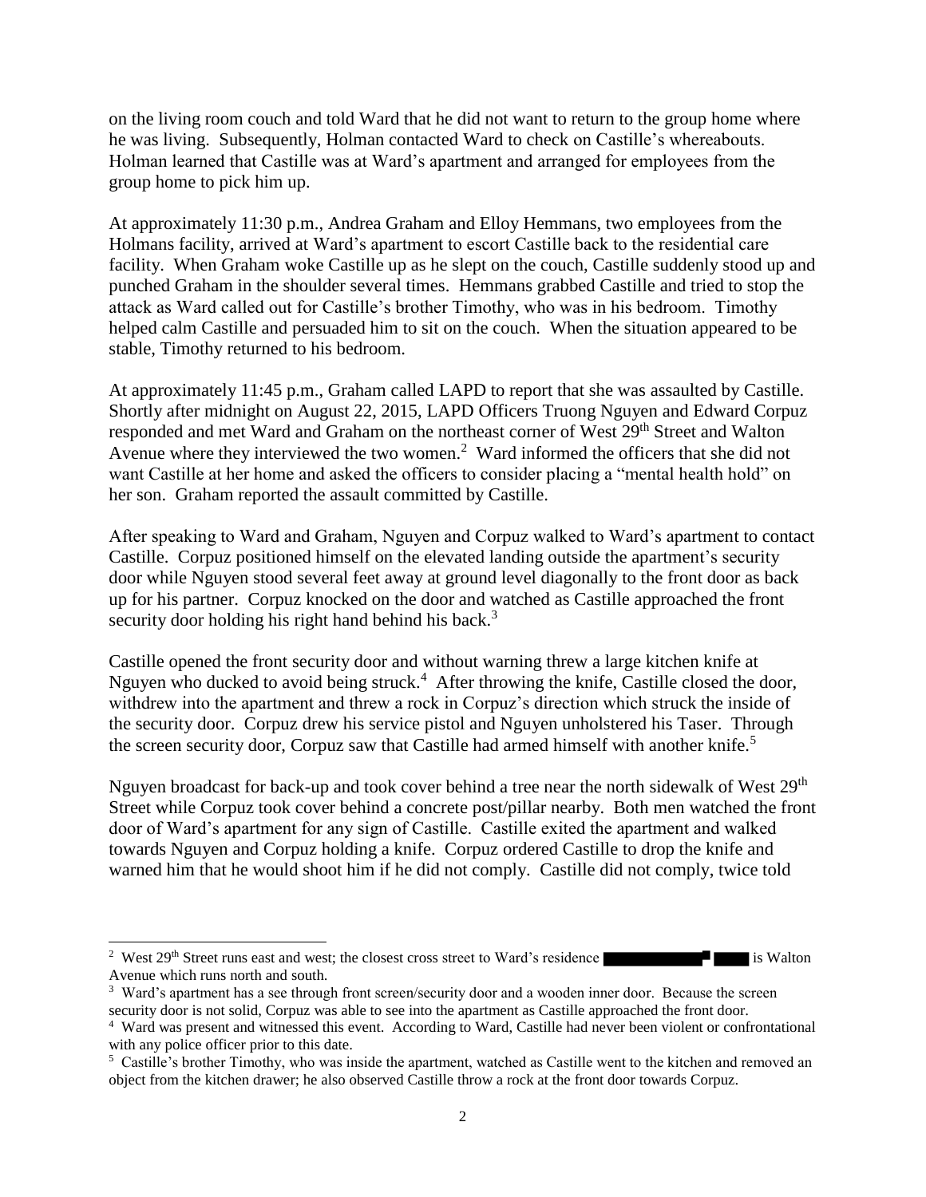on the living room couch and told Ward that he did not want to return to the group home where he was living. Subsequently, Holman contacted Ward to check on Castille's whereabouts. Holman learned that Castille was at Ward's apartment and arranged for employees from the group home to pick him up.

At approximately 11:30 p.m., Andrea Graham and Elloy Hemmans, two employees from the Holmans facility, arrived at Ward's apartment to escort Castille back to the residential care facility. When Graham woke Castille up as he slept on the couch, Castille suddenly stood up and punched Graham in the shoulder several times. Hemmans grabbed Castille and tried to stop the attack as Ward called out for Castille's brother Timothy, who was in his bedroom. Timothy helped calm Castille and persuaded him to sit on the couch. When the situation appeared to be stable, Timothy returned to his bedroom.

At approximately 11:45 p.m., Graham called LAPD to report that she was assaulted by Castille. Shortly after midnight on August 22, 2015, LAPD Officers Truong Nguyen and Edward Corpuz responded and met Ward and Graham on the northeast corner of West 29th Street and Walton Avenue where they interviewed the two women.[2] Ward informed the officers that she did not want Castille at her home and asked the officers to consider placing a "mental health hold" on her son. Graham reported the assault committed by Castille.

After speaking to Ward and Graham, Nguyen and Corpuz walked to Ward's apartment to contact Castille. Corpuz positioned himself on the elevated landing outside the apartment's security door while Nguyen stood several feet away at ground level diagonally to the front door as back up for his partner. Corpuz knocked on the door and watched as Castille approached the front security door holding his right hand behind his back.[3]

Castille opened the front security door and without warning threw a large kitchen knife at Nguyen who ducked to avoid being struck.[4] After throwing the knife, Castille closed the door, withdrew into the apartment and threw a rock in Corpuz's direction which struck the inside of the security door. Corpuz drew his service pistol and Nguyen unholstered his Taser. Through the screen security door, Corpuz saw that Castille had armed himself with another knife.[5]

Nguyen broadcast for back-up and took cover behind a tree near the north sidewalk of West 29th Street while Corpuz took cover behind a concrete post/pillar nearby. Both men watched the front door of Ward's apartment for any sign of Castille. Castille exited the apartment and walked towards Nguyen and Corpuz holding a knife. Corpuz ordered Castille to drop the knife and warned him that he would shoot him if he did not comply. Castille did not comply, twice told

---

[2] West 29th Street runs east and west; the closest cross street to Ward's residence [REDACTED] is Walton Avenue which runs north and south.

[3] Ward's apartment has a see through front screen/security door and a wooden inner door. Because the screen security door is not solid, Corpuz was able to see into the apartment as Castille approached the front door.

[4] Ward was present and witnessed this event. According to Ward, Castille had never been violent or confrontational with any police officer prior to this date.

[5] Castille's brother Timothy, who was inside the apartment, watched as Castille went to the kitchen and removed an object from the kitchen drawer; he also observed Castille throw a rock at the front door towards Corpuz.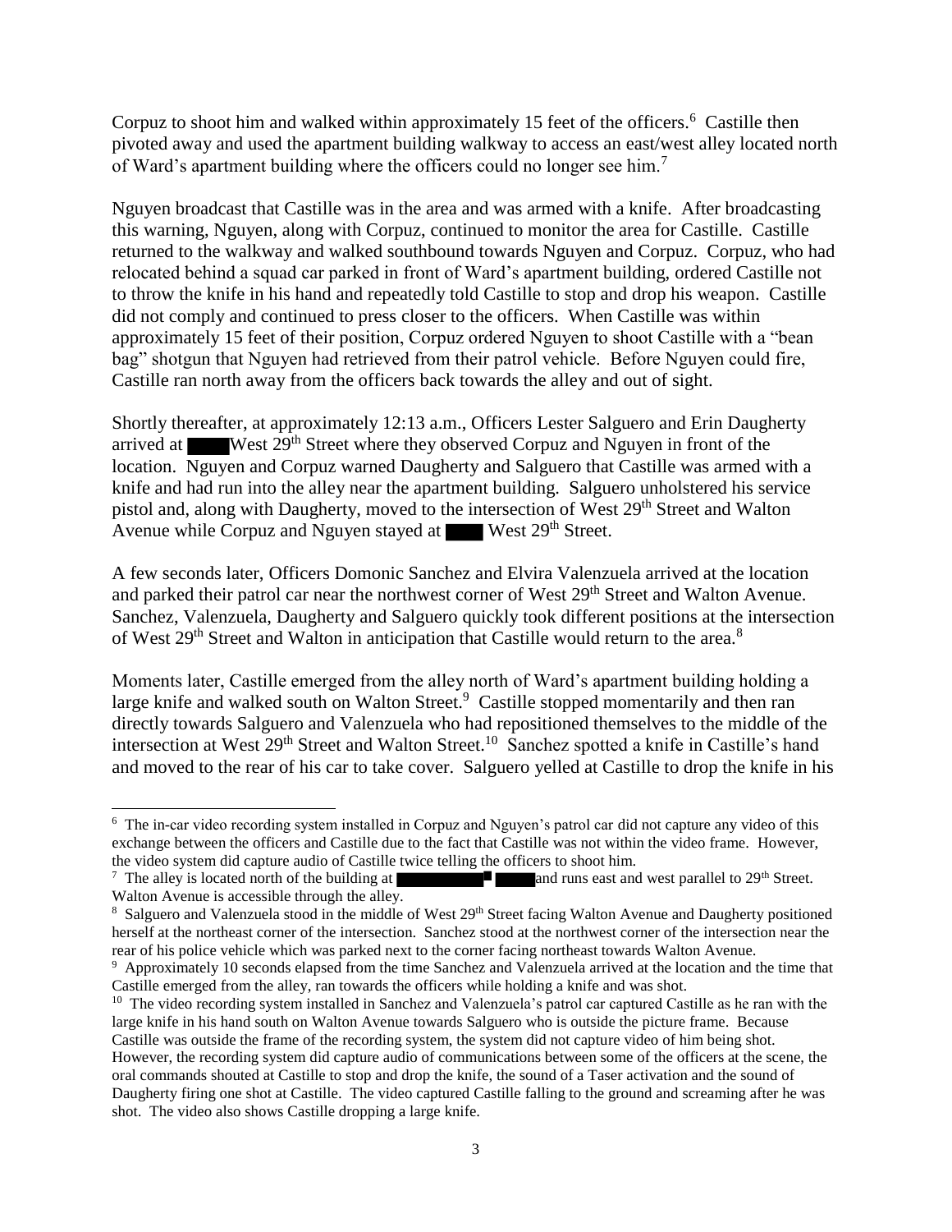Corpuz to shoot him and walked within approximately 15 feet of the officers.[6] Castille then pivoted away and used the apartment building walkway to access an east/west alley located north of Ward's apartment building where the officers could no longer see him.[7]

Nguyen broadcast that Castille was in the area and was armed with a knife. After broadcasting this warning, Nguyen, along with Corpuz, continued to monitor the area for Castille. Castille returned to the walkway and walked southbound towards Nguyen and Corpuz. Corpuz, who had relocated behind a squad car parked in front of Ward's apartment building, ordered Castille not to throw the knife in his hand and repeatedly told Castille to stop and drop his weapon. Castille did not comply and continued to press closer to the officers. When Castille was within approximately 15 feet of their position, Corpuz ordered Nguyen to shoot Castille with a "bean bag" shotgun that Nguyen had retrieved from their patrol vehicle. Before Nguyen could fire, Castille ran north away from the officers back towards the alley and out of sight.

Shortly thereafter, at approximately 12:13 a.m., Officers Lester Salguero and Erin Daugherty arrived at ████ West 29th Street where they observed Corpuz and Nguyen in front of the location. Nguyen and Corpuz warned Daugherty and Salguero that Castille was armed with a knife and had run into the alley near the apartment building. Salguero unholstered his service pistol and, along with Daugherty, moved to the intersection of West 29th Street and Walton Avenue while Corpuz and Nguyen stayed at ████ West 29th Street.

A few seconds later, Officers Domonic Sanchez and Elvira Valenzuela arrived at the location and parked their patrol car near the northwest corner of West 29th Street and Walton Avenue. Sanchez, Valenzuela, Daugherty and Salguero quickly took different positions at the intersection of West 29th Street and Walton in anticipation that Castille would return to the area.[8]

Moments later, Castille emerged from the alley north of Ward's apartment building holding a large knife and walked south on Walton Street.[9] Castille stopped momentarily and then ran directly towards Salguero and Valenzuela who had repositioned themselves to the middle of the intersection at West 29th Street and Walton Street.[10] Sanchez spotted a knife in Castille's hand and moved to the rear of his car to take cover. Salguero yelled at Castille to drop the knife in his

---

[6] The in-car video recording system installed in Corpuz and Nguyen's patrol car did not capture any video of this exchange between the officers and Castille due to the fact that Castille was not within the video frame. However, the video system did capture audio of Castille twice telling the officers to shoot him.

[7] The alley is located north of the building at ████████ ████ and runs east and west parallel to 29th Street. Walton Avenue is accessible through the alley.

[8] Salguero and Valenzuela stood in the middle of West 29th Street facing Walton Avenue and Daugherty positioned herself at the northeast corner of the intersection. Sanchez stood at the northwest corner of the intersection near the rear of his police vehicle which was parked next to the corner facing northeast towards Walton Avenue.

[9] Approximately 10 seconds elapsed from the time Sanchez and Valenzuela arrived at the location and the time that Castille emerged from the alley, ran towards the officers while holding a knife and was shot.

[10] The video recording system installed in Sanchez and Valenzuela's patrol car captured Castille as he ran with the large knife in his hand south on Walton Avenue towards Salguero who is outside the picture frame. Because Castille was outside the frame of the recording system, the system did not capture video of him being shot. However, the recording system did capture audio of communications between some of the officers at the scene, the oral commands shouted at Castille to stop and drop the knife, the sound of a Taser activation and the sound of Daugherty firing one shot at Castille. The video captured Castille falling to the ground and screaming after he was shot. The video also shows Castille dropping a large knife.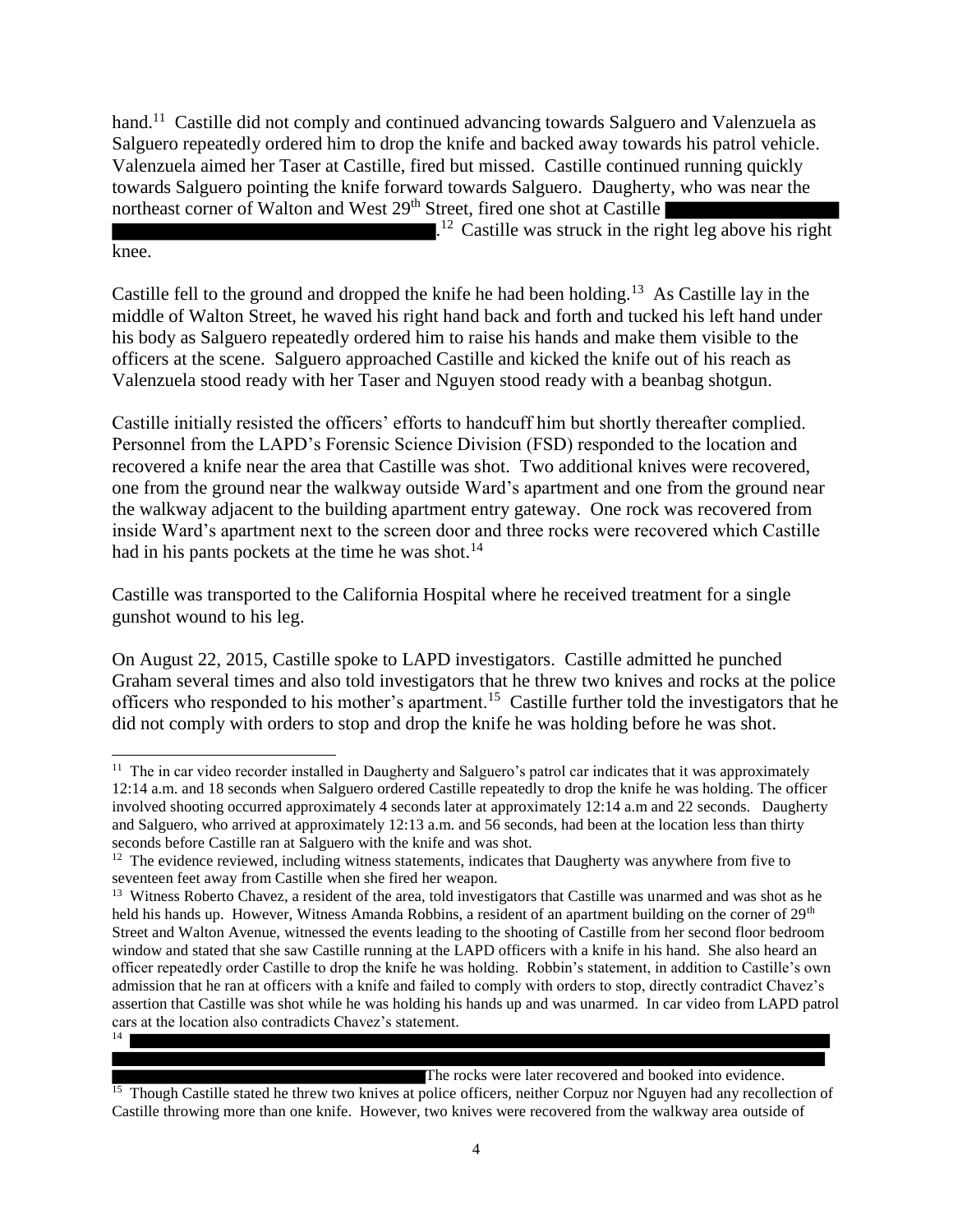hand.[11] Castille did not comply and continued advancing towards Salguero and Valenzuela as Salguero repeatedly ordered him to drop the knife and backed away towards his patrol vehicle. Valenzuela aimed her Taser at Castille, fired but missed. Castille continued running quickly towards Salguero pointing the knife forward towards Salguero. Daugherty, who was near the northeast corner of Walton and West 29th Street, fired one shot at Castille ████████████████████████████████.[12] Castille was struck in the right leg above his right knee.

Castille fell to the ground and dropped the knife he had been holding.[13] As Castille lay in the middle of Walton Street, he waved his right hand back and forth and tucked his left hand under his body as Salguero repeatedly ordered him to raise his hands and make them visible to the officers at the scene. Salguero approached Castille and kicked the knife out of his reach as Valenzuela stood ready with her Taser and Nguyen stood ready with a beanbag shotgun.

Castille initially resisted the officers' efforts to handcuff him but shortly thereafter complied. Personnel from the LAPD's Forensic Science Division (FSD) responded to the location and recovered a knife near the area that Castille was shot. Two additional knives were recovered, one from the ground near the walkway outside Ward's apartment and one from the ground near the walkway adjacent to the building apartment entry gateway. One rock was recovered from inside Ward's apartment next to the screen door and three rocks were recovered which Castille had in his pants pockets at the time he was shot.[14]

Castille was transported to the California Hospital where he received treatment for a single gunshot wound to his leg.

On August 22, 2015, Castille spoke to LAPD investigators. Castille admitted he punched Graham several times and also told investigators that he threw two knives and rocks at the police officers who responded to his mother's apartment.[15] Castille further told the investigators that he did not comply with orders to stop and drop the knife he was holding before he was shot.

---

[11] The in car video recorder installed in Daugherty and Salguero's patrol car indicates that it was approximately 12:14 a.m. and 18 seconds when Salguero ordered Castille repeatedly to drop the knife he was holding. The officer involved shooting occurred approximately 4 seconds later at approximately 12:14 a.m and 22 seconds. Daugherty and Salguero, who arrived at approximately 12:13 a.m. and 56 seconds, had been at the location less than thirty seconds before Castille ran at Salguero with the knife and was shot.

[12] The evidence reviewed, including witness statements, indicates that Daugherty was anywhere from five to seventeen feet away from Castille when she fired her weapon.

[13] Witness Roberto Chavez, a resident of the area, told investigators that Castille was unarmed and was shot as he held his hands up. However, Witness Amanda Robbins, a resident of an apartment building on the corner of 29th Street and Walton Avenue, witnessed the events leading to the shooting of Castille from her second floor bedroom window and stated that she saw Castille running at the LAPD officers with a knife in his hand. She also heard an officer repeatedly order Castille to drop the knife he was holding. Robbin's statement, in addition to Castille's own admission that he ran at officers with a knife and failed to comply with orders to stop, directly contradict Chavez's assertion that Castille was shot while he was holding his hands up and was unarmed. In car video from LAPD patrol cars at the location also contradicts Chavez's statement.

[14] ████████████████████████████████████████████████████████████████████████████████████████████████████████████████████████████ The rocks were later recovered and booked into evidence.

[15] Though Castille stated he threw two knives at police officers, neither Corpuz nor Nguyen had any recollection of Castille throwing more than one knife. However, two knives were recovered from the walkway area outside of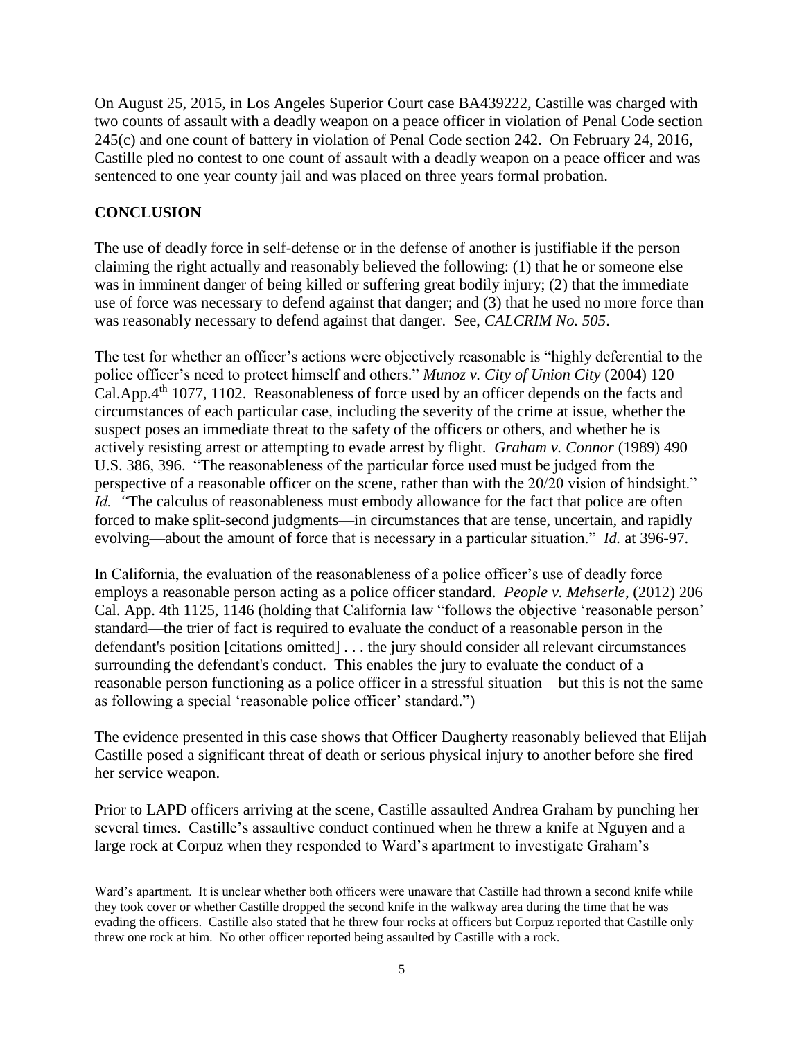On August 25, 2015, in Los Angeles Superior Court case BA439222, Castille was charged with two counts of assault with a deadly weapon on a peace officer in violation of Penal Code section 245(c) and one count of battery in violation of Penal Code section 242. On February 24, 2016, Castille pled no contest to one count of assault with a deadly weapon on a peace officer and was sentenced to one year county jail and was placed on three years formal probation.

## CONCLUSION

The use of deadly force in self-defense or in the defense of another is justifiable if the person claiming the right actually and reasonably believed the following: (1) that he or someone else was in imminent danger of being killed or suffering great bodily injury; (2) that the immediate use of force was necessary to defend against that danger; and (3) that he used no more force than was reasonably necessary to defend against that danger. See, *CALCRIM No. 505*.

The test for whether an officer's actions were objectively reasonable is "highly deferential to the police officer's need to protect himself and others." *Munoz v. City of Union City* (2004) 120 Cal.App.4th 1077, 1102. Reasonableness of force used by an officer depends on the facts and circumstances of each particular case, including the severity of the crime at issue, whether the suspect poses an immediate threat to the safety of the officers or others, and whether he is actively resisting arrest or attempting to evade arrest by flight. *Graham v. Connor* (1989) 490 U.S. 386, 396. "The reasonableness of the particular force used must be judged from the perspective of a reasonable officer on the scene, rather than with the 20/20 vision of hindsight." *Id.* "The calculus of reasonableness must embody allowance for the fact that police are often forced to make split-second judgments—in circumstances that are tense, uncertain, and rapidly evolving—about the amount of force that is necessary in a particular situation." *Id.* at 396-97.

In California, the evaluation of the reasonableness of a police officer's use of deadly force employs a reasonable person acting as a police officer standard. *People v. Mehserle*, (2012) 206 Cal. App. 4th 1125, 1146 (holding that California law "follows the objective 'reasonable person' standard—the trier of fact is required to evaluate the conduct of a reasonable person in the defendant's position [citations omitted] . . . the jury should consider all relevant circumstances surrounding the defendant's conduct. This enables the jury to evaluate the conduct of a reasonable person functioning as a police officer in a stressful situation—but this is not the same as following a special 'reasonable police officer' standard.")

The evidence presented in this case shows that Officer Daugherty reasonably believed that Elijah Castille posed a significant threat of death or serious physical injury to another before she fired her service weapon.

Prior to LAPD officers arriving at the scene, Castille assaulted Andrea Graham by punching her several times. Castille's assaultive conduct continued when he threw a knife at Nguyen and a large rock at Corpuz when they responded to Ward's apartment to investigate Graham's

---

Ward's apartment. It is unclear whether both officers were unaware that Castille had thrown a second knife while they took cover or whether Castille dropped the second knife in the walkway area during the time that he was evading the officers. Castille also stated that he threw four rocks at officers but Corpuz reported that Castille only threw one rock at him. No other officer reported being assaulted by Castille with a rock.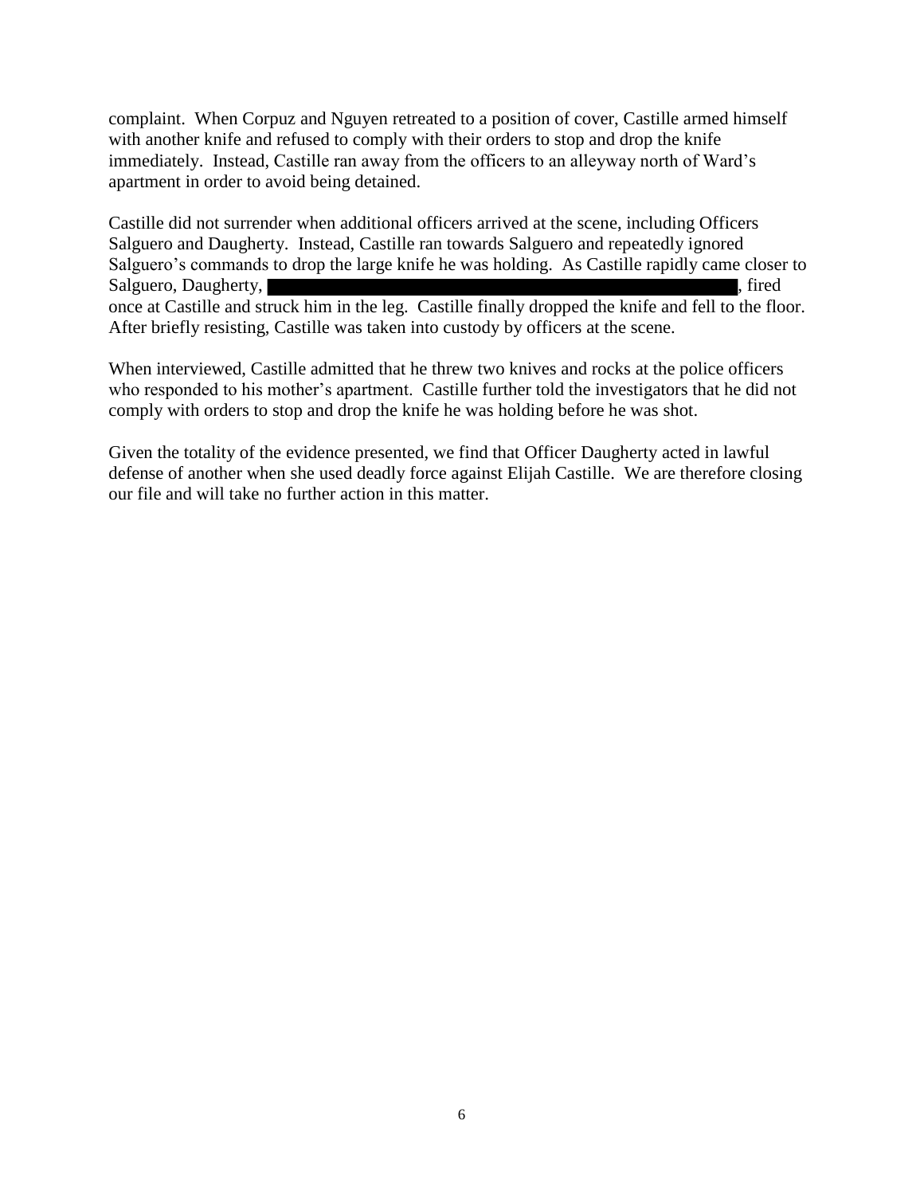complaint. When Corpuz and Nguyen retreated to a position of cover, Castille armed himself with another knife and refused to comply with their orders to stop and drop the knife immediately. Instead, Castille ran away from the officers to an alleyway north of Ward's apartment in order to avoid being detained.

Castille did not surrender when additional officers arrived at the scene, including Officers Salguero and Daugherty. Instead, Castille ran towards Salguero and repeatedly ignored Salguero's commands to drop the large knife he was holding. As Castille rapidly came closer to Salguero, Daugherty, ██████████████████████████████████████████, fired once at Castille and struck him in the leg. Castille finally dropped the knife and fell to the floor. After briefly resisting, Castille was taken into custody by officers at the scene.

When interviewed, Castille admitted that he threw two knives and rocks at the police officers who responded to his mother's apartment. Castille further told the investigators that he did not comply with orders to stop and drop the knife he was holding before he was shot.

Given the totality of the evidence presented, we find that Officer Daugherty acted in lawful defense of another when she used deadly force against Elijah Castille. We are therefore closing our file and will take no further action in this matter.